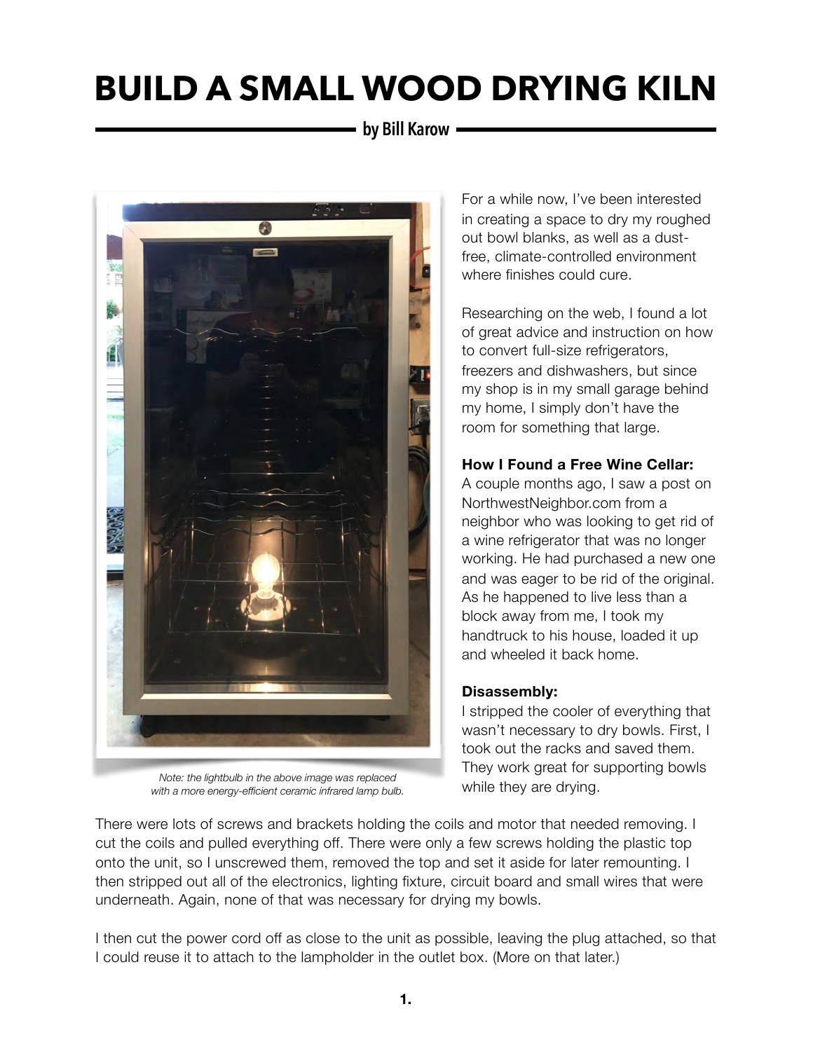# BUILD A SMALL WOOD DRYING KILN

**by Bill Karow**

*Note: the lightbulb in the above image was replaced with a more energy-efficient ceramic infrared lamp bulb.*

For a while now, I've been interested in creating a space to dry my roughed out bowl blanks, as well as a dust-free, climate-controlled environment where finishes could cure.

Researching on the web, I found a lot of great advice and instruction on how to convert full-size refrigerators, freezers and dishwashers, but since my shop is in my small garage behind my home, I simply don't have the room for something that large.

**How I Found a Free Wine Cellar:**
A couple months ago, I saw a post on NorthwestNeighbor.com from a neighbor who was looking to get rid of a wine refrigerator that was no longer working. He had purchased a new one and was eager to be rid of the original. As he happened to live less than a block away from me, I took my handtruck to his house, loaded it up and wheeled it back home.

**Disassembly:**
I stripped the cooler of everything that wasn't necessary to dry bowls. First, I took out the racks and saved them. They work great for supporting bowls while they are drying.

There were lots of screws and brackets holding the coils and motor that needed removing. I cut the coils and pulled everything off. There were only a few screws holding the plastic top onto the unit, so I unscrewed them, removed the top and set it aside for later remounting. I then stripped out all of the electronics, lighting fixture, circuit board and small wires that were underneath. Again, none of that was necessary for drying my bowls.

I then cut the power cord off as close to the unit as possible, leaving the plug attached, so that I could reuse it to attach to the lampholder in the outlet box. (More on that later.)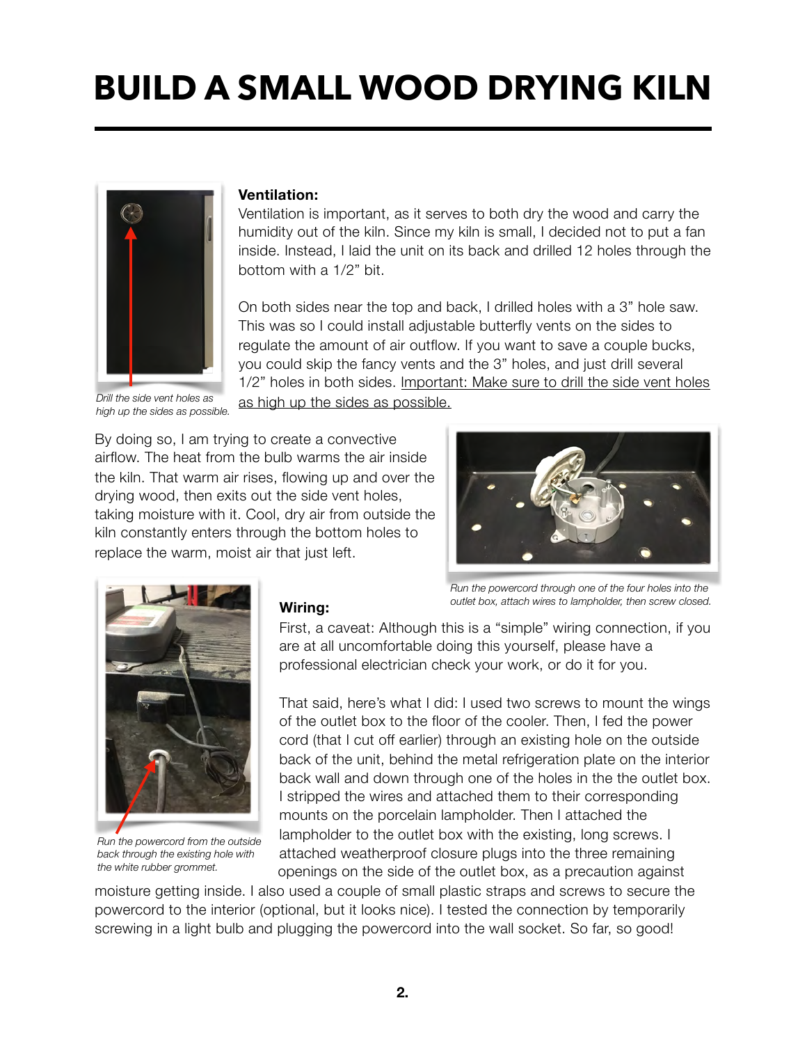# BUILD A SMALL WOOD DRYING KILN

Drill the side vent holes as high up the sides as possible.

**Ventilation:**

Ventilation is important, as it serves to both dry the wood and carry the humidity out of the kiln. Since my kiln is small, I decided not to put a fan inside. Instead, I laid the unit on its back and drilled 12 holes through the bottom with a 1/2" bit.

On both sides near the top and back, I drilled holes with a 3" hole saw. This was so I could install adjustable butterfly vents on the sides to regulate the amount of air outflow. If you want to save a couple bucks, you could skip the fancy vents and the 3" holes, and just drill several 1/2" holes in both sides. Important: Make sure to drill the side vent holes as high up the sides as possible.

By doing so, I am trying to create a convective airflow. The heat from the bulb warms the air inside the kiln. That warm air rises, flowing up and over the drying wood, then exits out the side vent holes, taking moisture with it. Cool, dry air from outside the kiln constantly enters through the bottom holes to replace the warm, moist air that just left.

*Run the powercord through one of the four holes into the outlet box, attach wires to lampholder, then screw closed.*

*Run the powercord from the outside back through the existing hole with the white rubber grommet.*

**Wiring:**

First, a caveat: Although this is a "simple" wiring connection, if you are at all uncomfortable doing this yourself, please have a professional electrician check your work, or do it for you.

That said, here's what I did: I used two screws to mount the wings of the outlet box to the floor of the cooler. Then, I fed the power cord (that I cut off earlier) through an existing hole on the outside back of the unit, behind the metal refrigeration plate on the interior back wall and down through one of the holes in the the outlet box. I stripped the wires and attached them to their corresponding mounts on the porcelain lampholder. Then I attached the lampholder to the outlet box with the existing, long screws. I attached weatherproof closure plugs into the three remaining openings on the side of the outlet box, as a precaution against moisture getting inside. I also used a couple of small plastic straps and screws to secure the powercord to the interior (optional, but it looks nice). I tested the connection by temporarily screwing in a light bulb and plugging the powercord into the wall socket. So far, so good!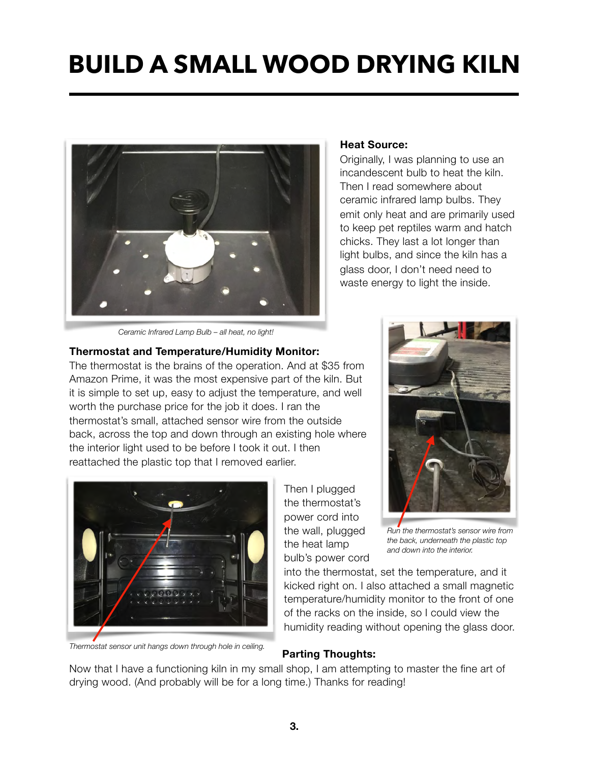# BUILD A SMALL WOOD DRYING KILN

Ceramic Infrared Lamp Bulb – all heat, no light!

**Heat Source:**

Originally, I was planning to use an incandescent bulb to heat the kiln. Then I read somewhere about ceramic infrared lamp bulbs. They emit only heat and are primarily used to keep pet reptiles warm and hatch chicks. They last a lot longer than light bulbs, and since the kiln has a glass door, I don't need need to waste energy to light the inside.

**Thermostat and Temperature/Humidity Monitor:**

The thermostat is the brains of the operation. And at $35 from Amazon Prime, it was the most expensive part of the kiln. But it is simple to set up, easy to adjust the temperature, and well worth the purchase price for the job it does. I ran the thermostat's small, attached sensor wire from the outside back, across the top and down through an existing hole where the interior light used to be before I took it out. I then reattached the plastic top that I removed earlier.

*Run the thermostat's sensor wire from the back, underneath the plastic top and down into the interior.*

Then I plugged the thermostat's power cord into the wall, plugged the heat lamp bulb's power cord into the thermostat, set the temperature, and it kicked right on. I also attached a small magnetic temperature/humidity monitor to the front of one of the racks on the inside, so I could view the humidity reading without opening the glass door.

*Thermostat sensor unit hangs down through hole in ceiling.*

**Parting Thoughts:**

Now that I have a functioning kiln in my small shop, I am attempting to master the fine art of drying wood. (And probably will be for a long time.) Thanks for reading!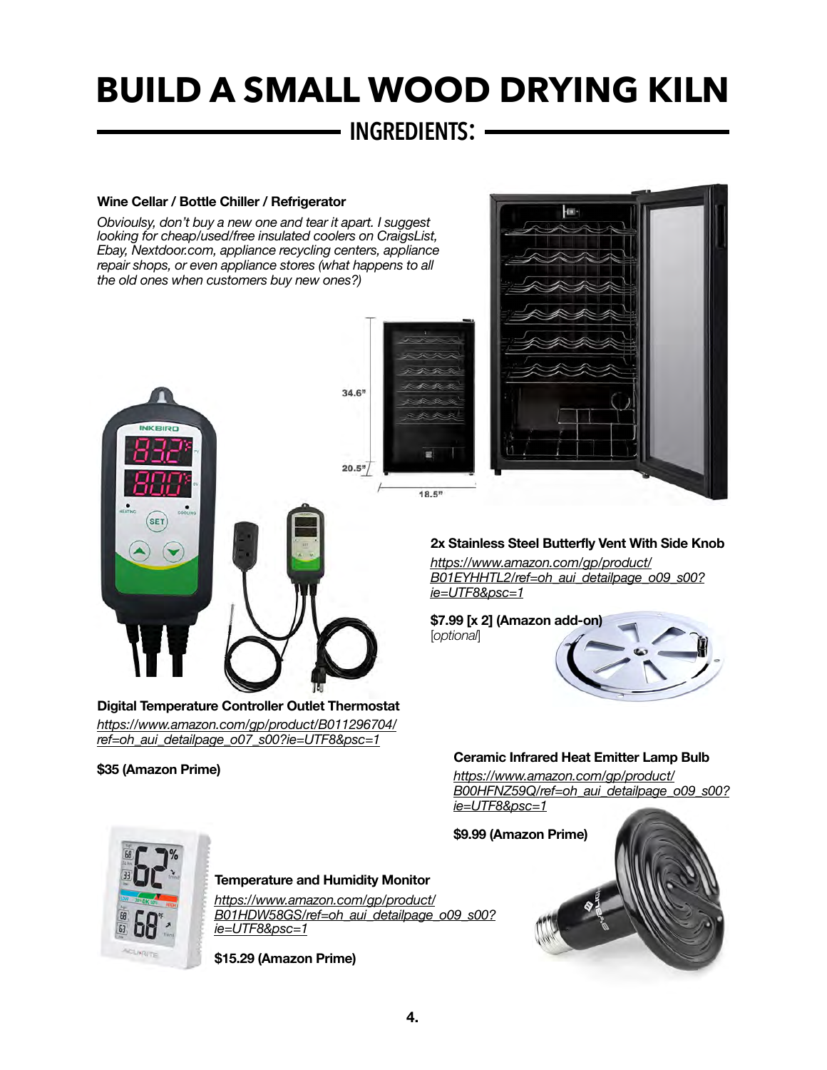# BUILD A SMALL WOOD DRYING KILN

## INGREDIENTS:

**Wine Cellar / Bottle Chiller / Refrigerator**

*Obvioulsy, don't buy a new one and tear it apart. I suggest looking for cheap/used/free insulated coolers on CraigsList, Ebay, Nextdoor.com, appliance recycling centers, appliance repair shops, or even appliance stores (what happens to all the old ones when customers buy new ones?)*

**2x Stainless Steel Butterfly Vent With Side Knob**

https://www.amazon.com/gp/product/B01EYHHTL2/ref=oh_aui_detailpage_o09_s00?ie=UTF8&psc=1

**$7.99 [x 2] (Amazon add-on)**
[*optional*]

**Digital Temperature Controller Outlet Thermostat**

https://www.amazon.com/gp/product/B011296704/ref=oh_aui_detailpage_o07_s00?ie=UTF8&psc=1

**$35 (Amazon Prime)**

**Ceramic Infrared Heat Emitter Lamp Bulb**

https://www.amazon.com/gp/product/B00HFNZ59Q/ref=oh_aui_detailpage_o09_s00?ie=UTF8&psc=1

**$9.99 (Amazon Prime)**

**Temperature and Humidity Monitor**

https://www.amazon.com/gp/product/B01HDW58GS/ref=oh_aui_detailpage_o09_s00?ie=UTF8&psc=1

**$15.29 (Amazon Prime)**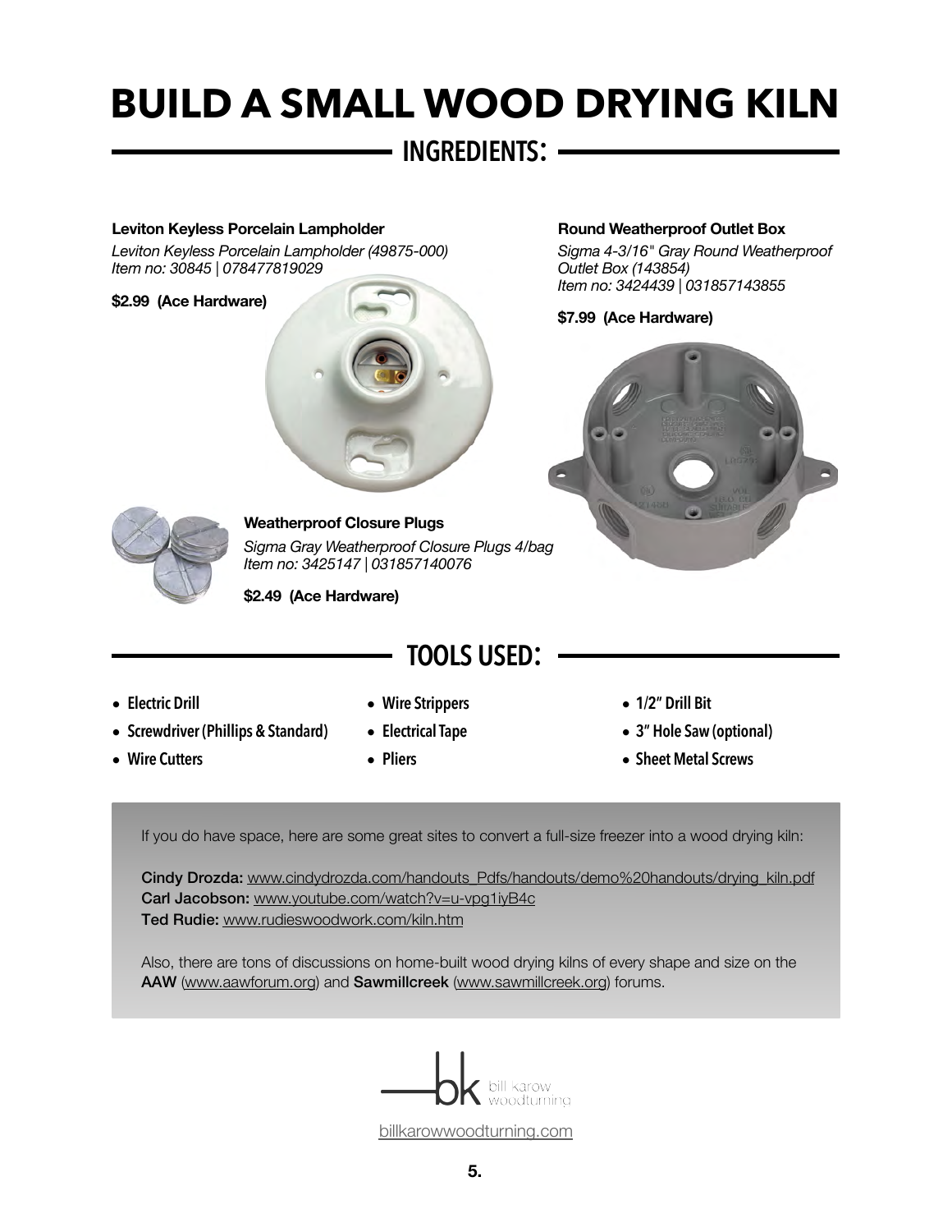# BUILD A SMALL WOOD DRYING KILN

## INGREDIENTS:

**Leviton Keyless Porcelain Lampholder**

*Leviton Keyless Porcelain Lampholder (49875-000)*
*Item no: 30845 | 078477819029*

**$2.99 (Ace Hardware)**

**Round Weatherproof Outlet Box**

*Sigma 4-3/16" Gray Round Weatherproof Outlet Box (143854)*
*Item no: 3424439 | 031857143855*

**$7.99 (Ace Hardware)**

**Weatherproof Closure Plugs**

*Sigma Gray Weatherproof Closure Plugs 4/bag*
*Item no: 3425147 | 031857140076*

**$2.49 (Ace Hardware)**

## TOOLS USED:

- **Electric Drill**
- **Screwdriver (Phillips & Standard)**
- **Wire Cutters**
- **Wire Strippers**
- **Electrical Tape**
- **Pliers**
- **1/2" Drill Bit**
- **3" Hole Saw (optional)**
- **Sheet Metal Screws**

If you do have space, here are some great sites to convert a full-size freezer into a wood drying kiln:

**Cindy Drozda:** www.cindydrozda.com/handouts_Pdfs/handouts/demo%20handouts/drying_kiln.pdf
**Carl Jacobson:** www.youtube.com/watch?v=u-vpg1iyB4c
**Ted Rudie:** www.rudieswoodwork.com/kiln.htm

Also, there are tons of discussions on home-built wood drying kilns of every shape and size on the **AAW** (www.aawforum.org) and **Sawmillcreek** (www.sawmillcreek.org) forums.

bk bill karow woodturning

billkarowwoodturning.com